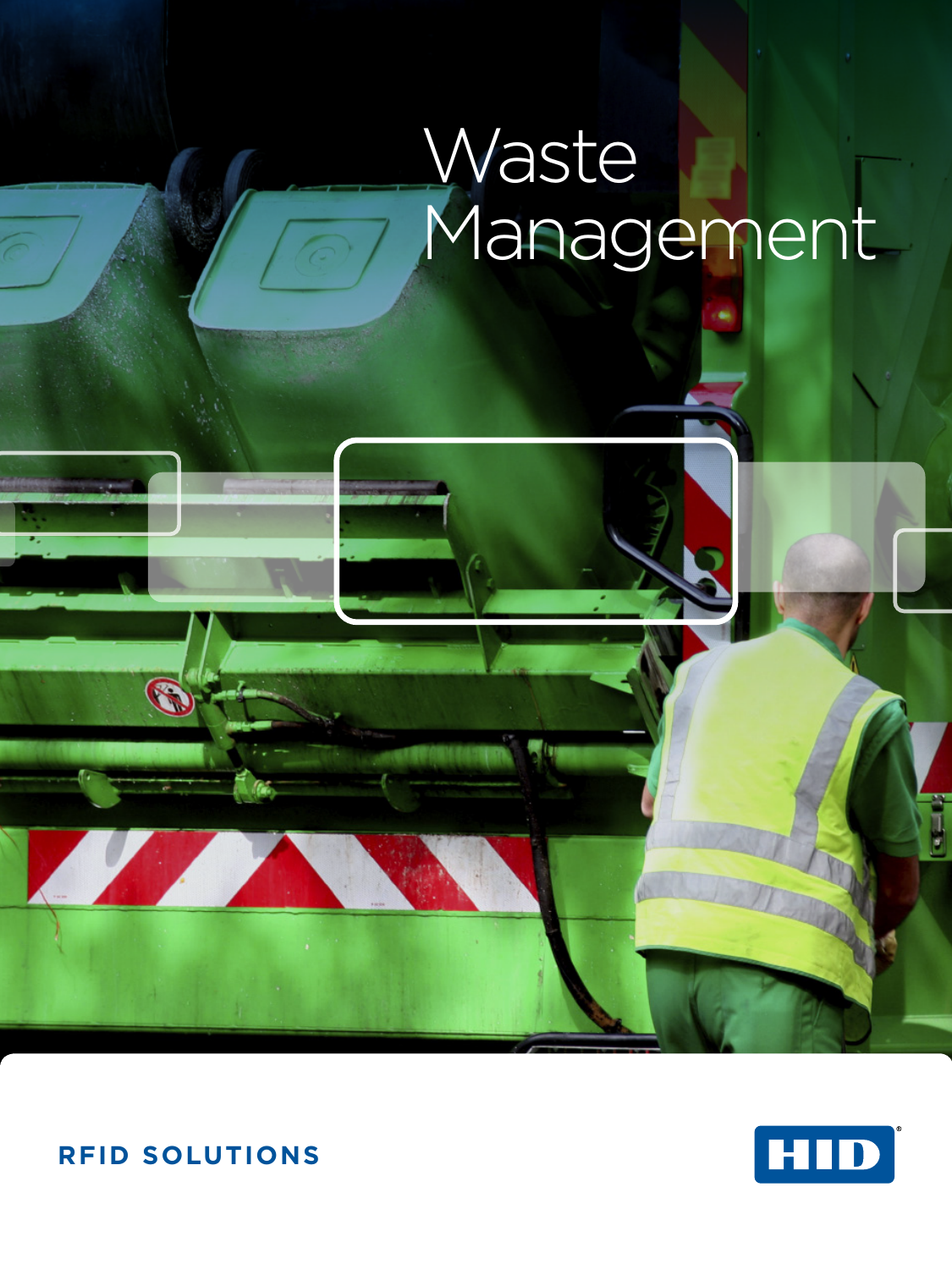# Waste Management

RFID SOLUTIONS

HID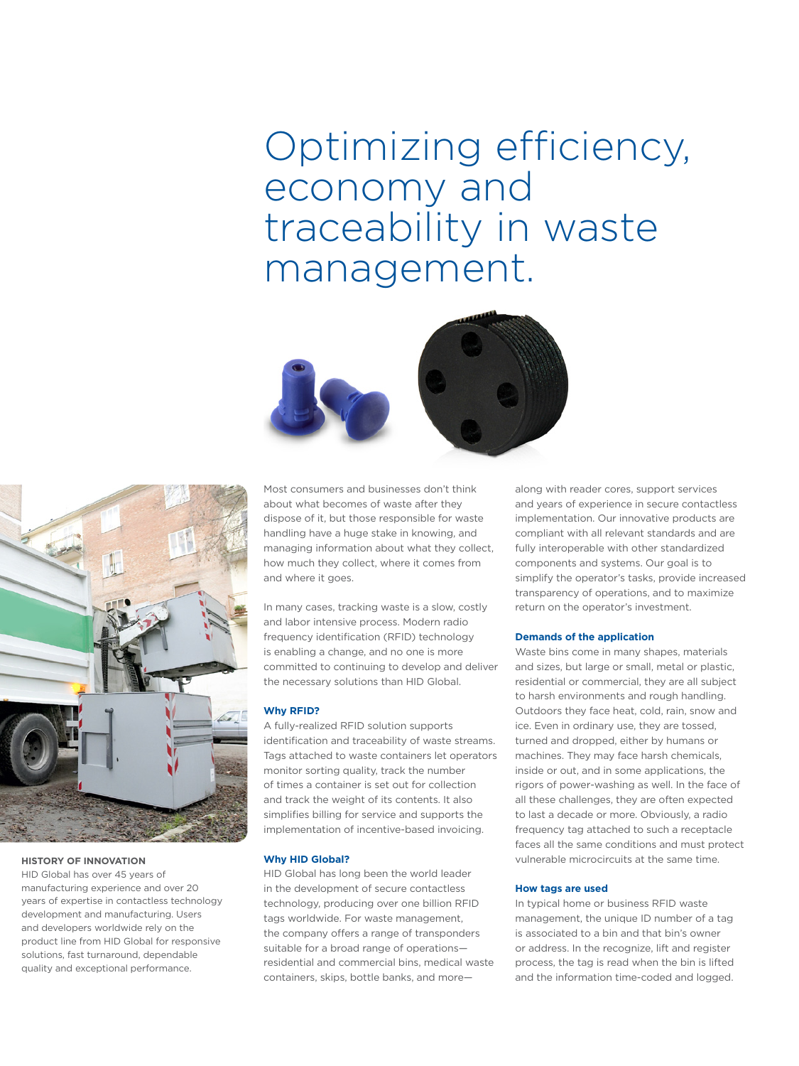# Optimizing efficiency, economy and traceability in waste management.

Most consumers and businesses don't think about what becomes of waste after they dispose of it, but those responsible for waste handling have a huge stake in knowing, and managing information about what they collect, how much they collect, where it comes from and where it goes.

In many cases, tracking waste is a slow, costly and labor intensive process. Modern radio frequency identification (RFID) technology is enabling a change, and no one is more committed to continuing to develop and deliver the necessary solutions than HID Global.

### Why RFID?

A fully-realized RFID solution supports identification and traceability of waste streams. Tags attached to waste containers let operators monitor sorting quality, track the number of times a container is set out for collection and track the weight of its contents. It also simplifies billing for service and supports the implementation of incentive-based invoicing.

### Why HID Global?

HID Global has long been the world leader in the development of secure contactless technology, producing over one billion RFID tags worldwide. For waste management, the company offers a range of transponders suitable for a broad range of operations—residential and commercial bins, medical waste containers, skips, bottle banks, and more—along with reader cores, support services and years of experience in secure contactless implementation. Our innovative products are compliant with all relevant standards and are fully interoperable with other standardized components and systems. Our goal is to simplify the operator's tasks, provide increased transparency of operations, and to maximize return on the operator's investment.

### Demands of the application

Waste bins come in many shapes, materials and sizes, but large or small, metal or plastic, residential or commercial, they are all subject to harsh environments and rough handling. Outdoors they face heat, cold, rain, snow and ice. Even in ordinary use, they are tossed, turned and dropped, either by humans or machines. They may face harsh chemicals, inside or out, and in some applications, the rigors of power-washing as well. In the face of all these challenges, they are often expected to last a decade or more. Obviously, a radio frequency tag attached to such a receptacle faces all the same conditions and must protect vulnerable microcircuits at the same time.

### How tags are used

In typical home or business RFID waste management, the unique ID number of a tag is associated to a bin and that bin's owner or address. In the recognize, lift and register process, the tag is read when the bin is lifted and the information time-coded and logged.

**HISTORY OF INNOVATION**

HID Global has over 45 years of manufacturing experience and over 20 years of expertise in contactless technology development and manufacturing. Users and developers worldwide rely on the product line from HID Global for responsive solutions, fast turnaround, dependable quality and exceptional performance.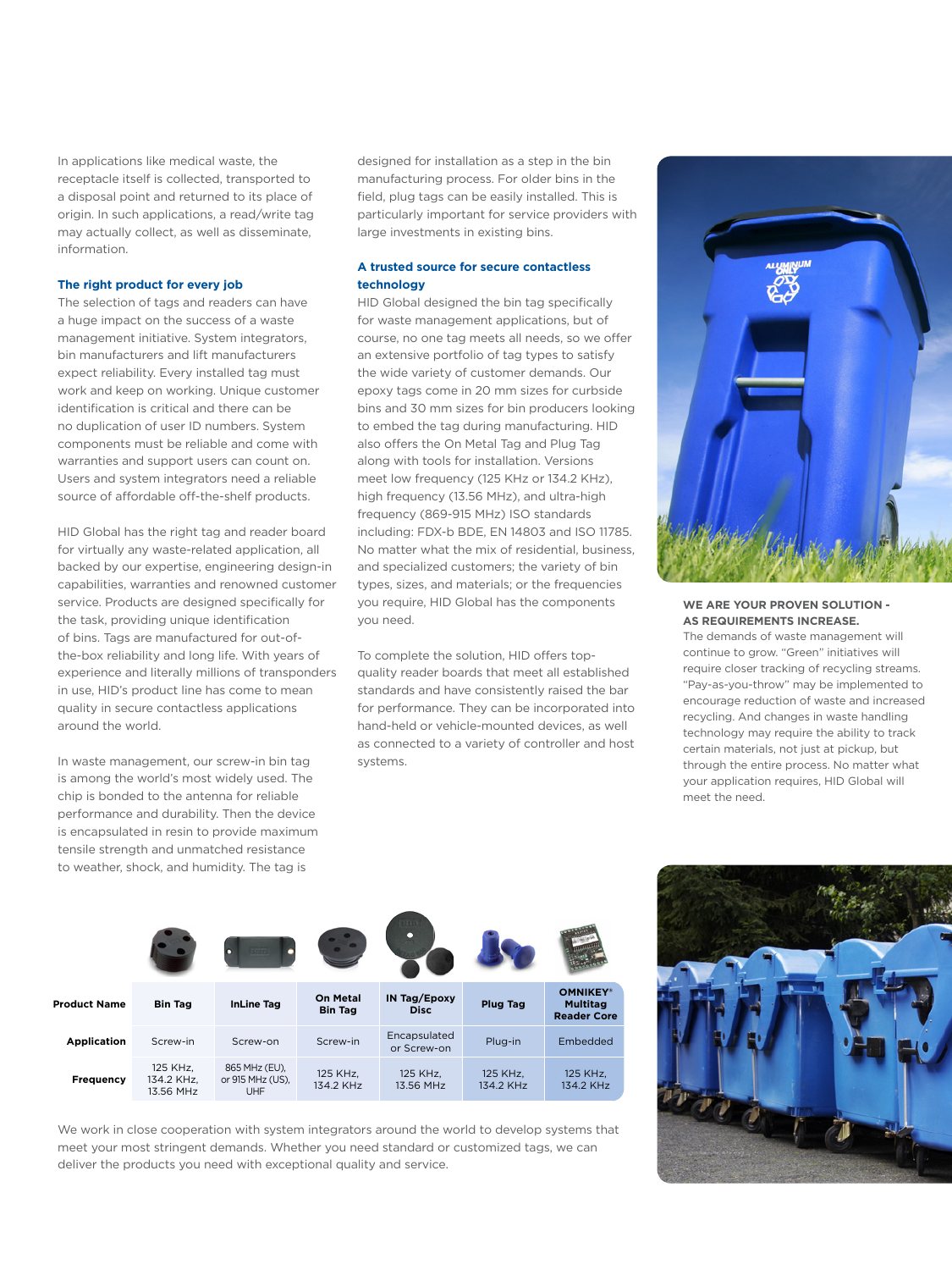In applications like medical waste, the receptacle itself is collected, transported to a disposal point and returned to its place of origin. In such applications, a read/write tag may actually collect, as well as disseminate, information.

### The right product for every job

The selection of tags and readers can have a huge impact on the success of a waste management initiative. System integrators, bin manufacturers and lift manufacturers expect reliability. Every installed tag must work and keep on working. Unique customer identification is critical and there can be no duplication of user ID numbers. System components must be reliable and come with warranties and support users can count on. Users and system integrators need a reliable source of affordable off-the-shelf products.

HID Global has the right tag and reader board for virtually any waste-related application, all backed by our expertise, engineering design-in capabilities, warranties and renowned customer service. Products are designed specifically for the task, providing unique identification of bins. Tags are manufactured for out-of-the-box reliability and long life. With years of experience and literally millions of transponders in use, HID's product line has come to mean quality in secure contactless applications around the world.

In waste management, our screw-in bin tag is among the world's most widely used. The chip is bonded to the antenna for reliable performance and durability. Then the device is encapsulated in resin to provide maximum tensile strength and unmatched resistance to weather, shock, and humidity. The tag is designed for installation as a step in the bin manufacturing process. For older bins in the field, plug tags can be easily installed. This is particularly important for service providers with large investments in existing bins.

### A trusted source for secure contactless technology

HID Global designed the bin tag specifically for waste management applications, but of course, no one tag meets all needs, so we offer an extensive portfolio of tag types to satisfy the wide variety of customer demands. Our epoxy tags come in 20 mm sizes for curbside bins and 30 mm sizes for bin producers looking to embed the tag during manufacturing. HID also offers the On Metal Tag and Plug Tag along with tools for installation. Versions meet low frequency (125 KHz or 134.2 KHz), high frequency (13.56 MHz), and ultra-high frequency (869-915 MHz) ISO standards including: FDX-b BDE, EN 14803 and ISO 11785. No matter what the mix of residential, business, and specialized customers; the variety of bin types, sizes, and materials; or the frequencies you require, HID Global has the components you need.

To complete the solution, HID offers top-quality reader boards that meet all established standards and have consistently raised the bar for performance. They can be incorporated into hand-held or vehicle-mounted devices, as well as connected to a variety of controller and host systems.

### WE ARE YOUR PROVEN SOLUTION - AS REQUIREMENTS INCREASE.

The demands of waste management will continue to grow. "Green" initiatives will require closer tracking of recycling streams. "Pay-as-you-throw" may be implemented to encourage reduction of waste and increased recycling. And changes in waste handling technology may require the ability to track certain materials, not just at pickup, but through the entire process. No matter what your application requires, HID Global will meet the need.

| Product Name | Bin Tag | InLine Tag | On Metal Bin Tag | IN Tag/Epoxy Disc | Plug Tag | OMNIKEY® Multitag Reader Core |
|---|---|---|---|---|---|---|
| Application | Screw-in | Screw-on | Screw-in | Encapsulated or Screw-on | Plug-in | Embedded |
| Frequency | 125 KHz, 134.2 KHz, 13.56 MHz | 865 MHz (EU), or 915 MHz (US), UHF | 125 KHz, 134.2 KHz | 125 KHz, 13.56 MHz | 125 KHz, 134.2 KHz | 125 KHz, 134.2 KHz |

We work in close cooperation with system integrators around the world to develop systems that meet your most stringent demands. Whether you need standard or customized tags, we can deliver the products you need with exceptional quality and service.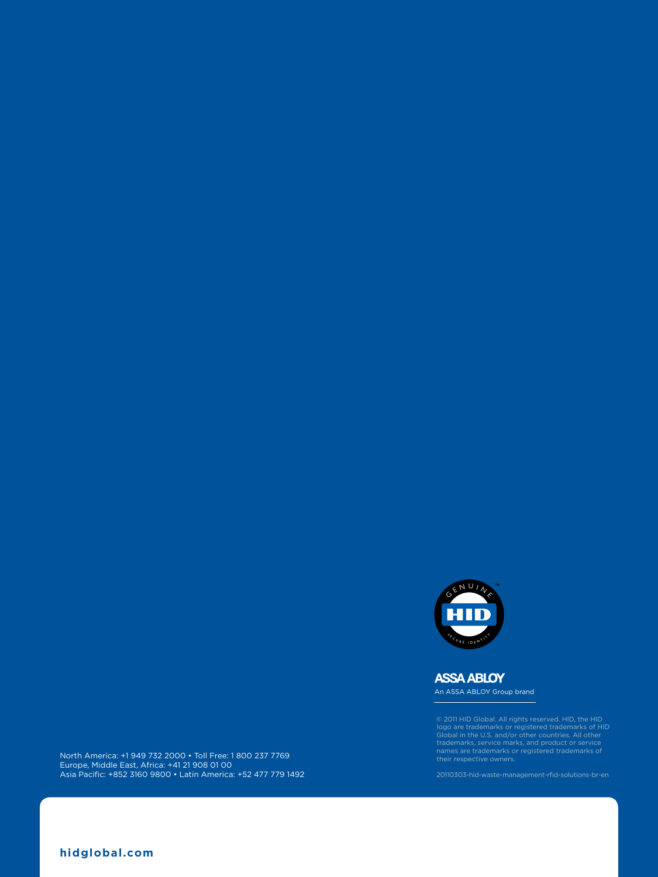GENUINE HID SECURE IDENTITY

ASSA ABLOY

An ASSA ABLOY Group brand

© 2011 HID Global. All rights reserved. HID, the HID logo are trademarks or registered trademarks of HID Global in the U.S. and/or other countries. All other trademarks, service marks, and product or service names are trademarks or registered trademarks of their respective owners.

20110303-hid-waste-management-rfid-solutions-br-en

North America: +1 949 732 2000 • Toll Free: 1 800 237 7769
Europe, Middle East, Africa: +41 21 908 01 00
Asia Pacific: +852 3160 9800 • Latin America: +52 477 779 1492

**hidglobal.com**